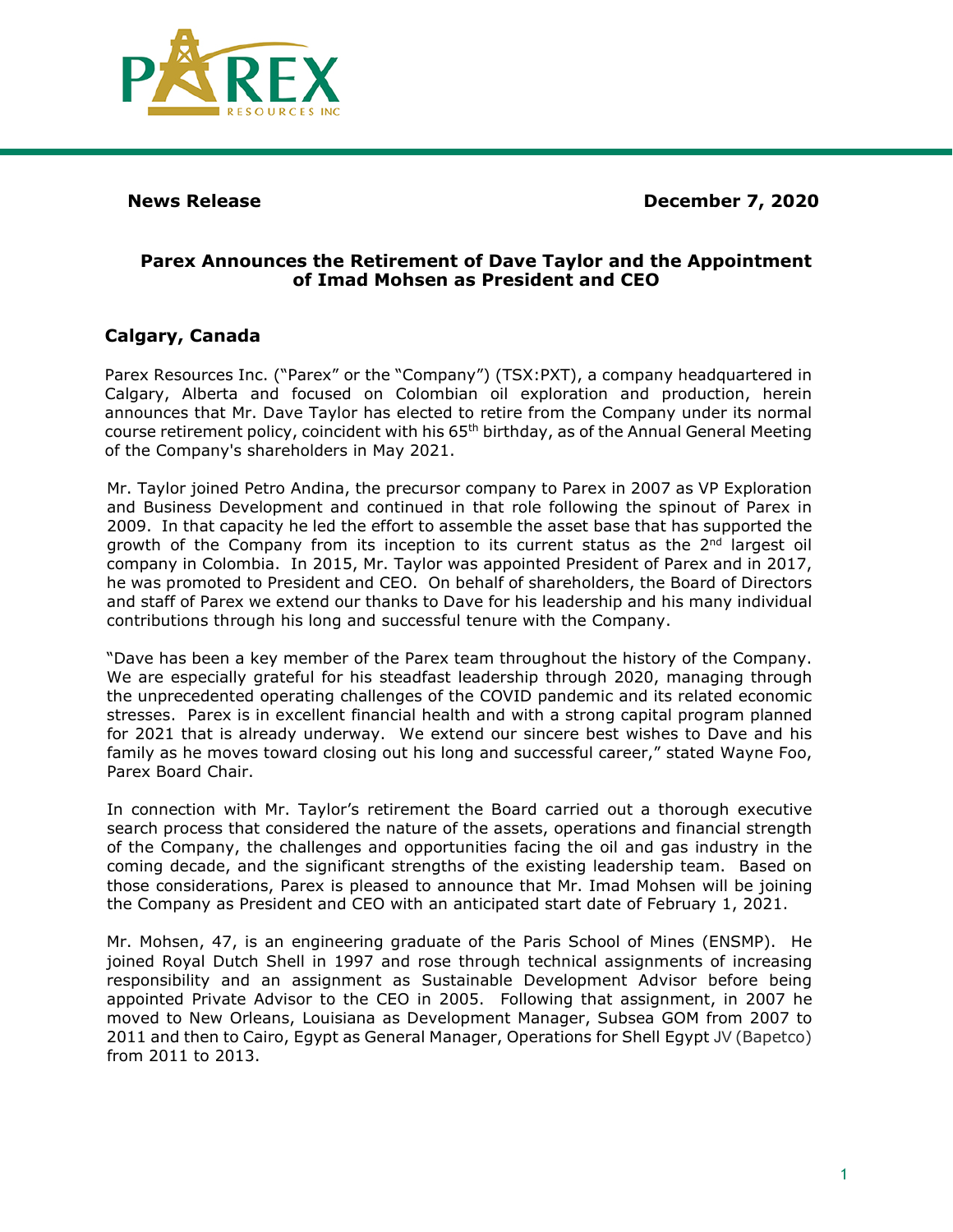**News Release** **December 7, 2020**

# Parex Announces the Retirement of Dave Taylor and the Appointment of Imad Mohsen as President and CEO

## Calgary, Canada

Parex Resources Inc. ("Parex" or the "Company") (TSX:PXT), a company headquartered in Calgary, Alberta and focused on Colombian oil exploration and production, herein announces that Mr. Dave Taylor has elected to retire from the Company under its normal course retirement policy, coincident with his 65th birthday, as of the Annual General Meeting of the Company's shareholders in May 2021.

Mr. Taylor joined Petro Andina, the precursor company to Parex in 2007 as VP Exploration and Business Development and continued in that role following the spinout of Parex in 2009. In that capacity he led the effort to assemble the asset base that has supported the growth of the Company from its inception to its current status as the 2nd largest oil company in Colombia. In 2015, Mr. Taylor was appointed President of Parex and in 2017, he was promoted to President and CEO. On behalf of shareholders, the Board of Directors and staff of Parex we extend our thanks to Dave for his leadership and his many individual contributions through his long and successful tenure with the Company.

"Dave has been a key member of the Parex team throughout the history of the Company. We are especially grateful for his steadfast leadership through 2020, managing through the unprecedented operating challenges of the COVID pandemic and its related economic stresses. Parex is in excellent financial health and with a strong capital program planned for 2021 that is already underway. We extend our sincere best wishes to Dave and his family as he moves toward closing out his long and successful career," stated Wayne Foo, Parex Board Chair.

In connection with Mr. Taylor's retirement the Board carried out a thorough executive search process that considered the nature of the assets, operations and financial strength of the Company, the challenges and opportunities facing the oil and gas industry in the coming decade, and the significant strengths of the existing leadership team. Based on those considerations, Parex is pleased to announce that Mr. Imad Mohsen will be joining the Company as President and CEO with an anticipated start date of February 1, 2021.

Mr. Mohsen, 47, is an engineering graduate of the Paris School of Mines (ENSMP). He joined Royal Dutch Shell in 1997 and rose through technical assignments of increasing responsibility and an assignment as Sustainable Development Advisor before being appointed Private Advisor to the CEO in 2005. Following that assignment, in 2007 he moved to New Orleans, Louisiana as Development Manager, Subsea GOM from 2007 to 2011 and then to Cairo, Egypt as General Manager, Operations for Shell Egypt JV (Bapetco) from 2011 to 2013.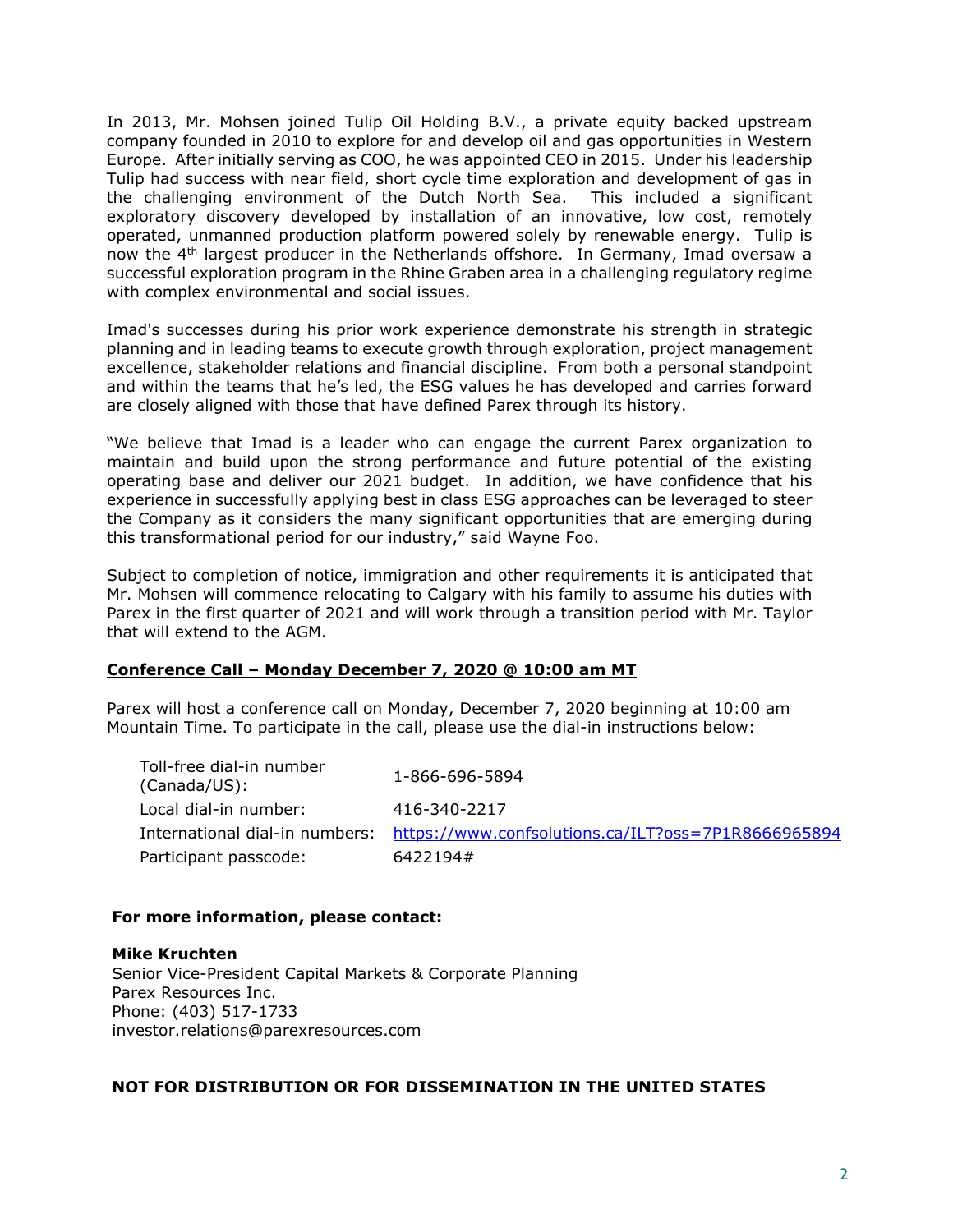In 2013, Mr. Mohsen joined Tulip Oil Holding B.V., a private equity backed upstream company founded in 2010 to explore for and develop oil and gas opportunities in Western Europe. After initially serving as COO, he was appointed CEO in 2015. Under his leadership Tulip had success with near field, short cycle time exploration and development of gas in the challenging environment of the Dutch North Sea. This included a significant exploratory discovery developed by installation of an innovative, low cost, remotely operated, unmanned production platform powered solely by renewable energy. Tulip is now the 4th largest producer in the Netherlands offshore. In Germany, Imad oversaw a successful exploration program in the Rhine Graben area in a challenging regulatory regime with complex environmental and social issues.

Imad's successes during his prior work experience demonstrate his strength in strategic planning and in leading teams to execute growth through exploration, project management excellence, stakeholder relations and financial discipline. From both a personal standpoint and within the teams that he's led, the ESG values he has developed and carries forward are closely aligned with those that have defined Parex through its history.

"We believe that Imad is a leader who can engage the current Parex organization to maintain and build upon the strong performance and future potential of the existing operating base and deliver our 2021 budget. In addition, we have confidence that his experience in successfully applying best in class ESG approaches can be leveraged to steer the Company as it considers the many significant opportunities that are emerging during this transformational period for our industry," said Wayne Foo.

Subject to completion of notice, immigration and other requirements it is anticipated that Mr. Mohsen will commence relocating to Calgary with his family to assume his duties with Parex in the first quarter of 2021 and will work through a transition period with Mr. Taylor that will extend to the AGM.

**Conference Call – Monday December 7, 2020 @ 10:00 am MT**

Parex will host a conference call on Monday, December 7, 2020 beginning at 10:00 am Mountain Time. To participate in the call, please use the dial-in instructions below:

| | |
|---|---|
| Toll-free dial-in number (Canada/US): | 1-866-696-5894 |
| Local dial-in number: | 416-340-2217 |
| International dial-in numbers: | https://www.confsolutions.ca/ILT?oss=7P1R8666965894 |
| Participant passcode: | 6422194# |

**For more information, please contact:**

**Mike Kruchten**
Senior Vice-President Capital Markets & Corporate Planning
Parex Resources Inc.
Phone: (403) 517-1733
investor.relations@parexresources.com

**NOT FOR DISTRIBUTION OR FOR DISSEMINATION IN THE UNITED STATES**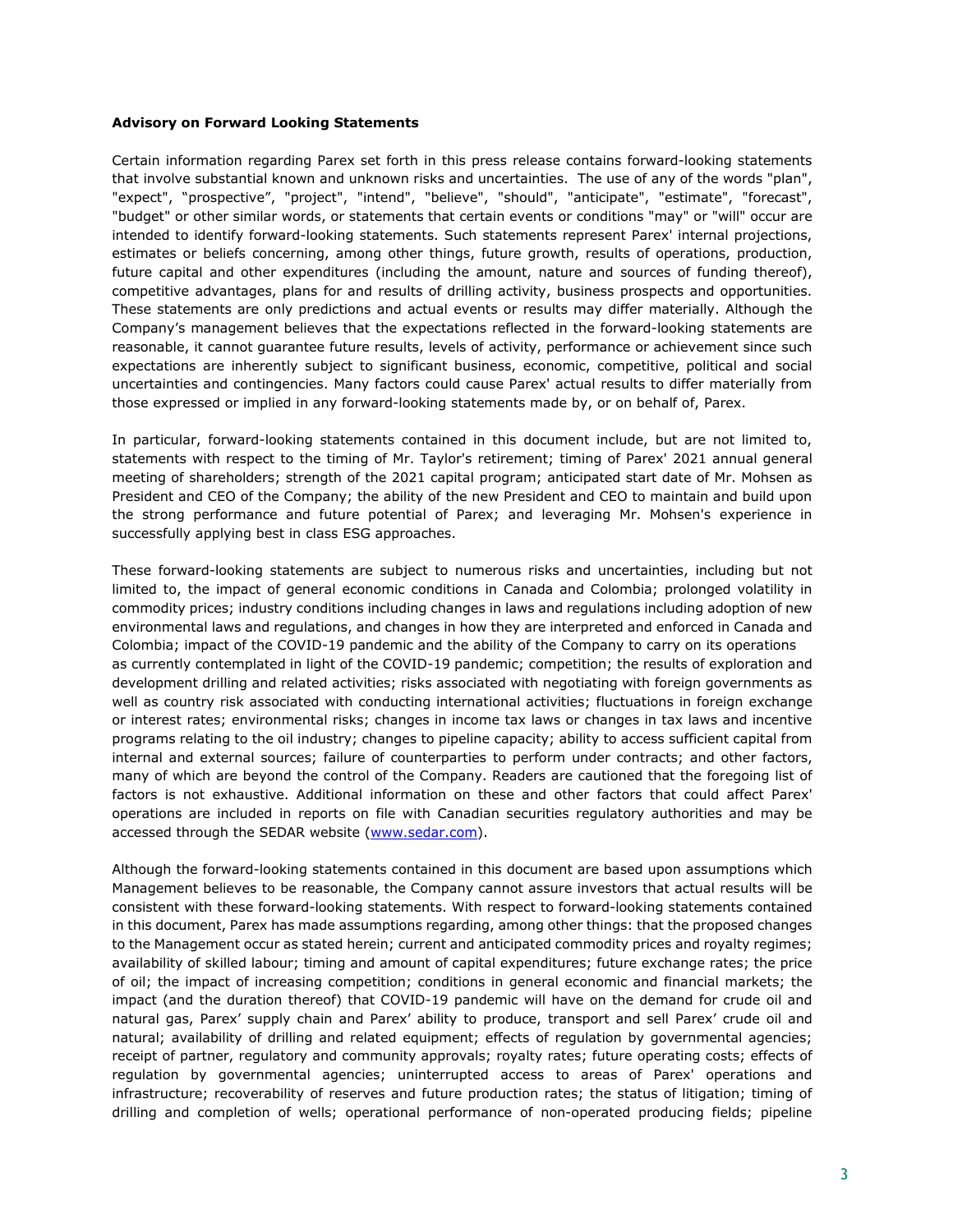**Advisory on Forward Looking Statements**

Certain information regarding Parex set forth in this press release contains forward-looking statements that involve substantial known and unknown risks and uncertainties. The use of any of the words "plan", "expect", "prospective", "project", "intend", "believe", "should", "anticipate", "estimate", "forecast", "budget" or other similar words, or statements that certain events or conditions "may" or "will" occur are intended to identify forward-looking statements. Such statements represent Parex' internal projections, estimates or beliefs concerning, among other things, future growth, results of operations, production, future capital and other expenditures (including the amount, nature and sources of funding thereof), competitive advantages, plans for and results of drilling activity, business prospects and opportunities. These statements are only predictions and actual events or results may differ materially. Although the Company's management believes that the expectations reflected in the forward-looking statements are reasonable, it cannot guarantee future results, levels of activity, performance or achievement since such expectations are inherently subject to significant business, economic, competitive, political and social uncertainties and contingencies. Many factors could cause Parex' actual results to differ materially from those expressed or implied in any forward-looking statements made by, or on behalf of, Parex.

In particular, forward-looking statements contained in this document include, but are not limited to, statements with respect to the timing of Mr. Taylor's retirement; timing of Parex' 2021 annual general meeting of shareholders; strength of the 2021 capital program; anticipated start date of Mr. Mohsen as President and CEO of the Company; the ability of the new President and CEO to maintain and build upon the strong performance and future potential of Parex; and leveraging Mr. Mohsen's experience in successfully applying best in class ESG approaches.

These forward-looking statements are subject to numerous risks and uncertainties, including but not limited to, the impact of general economic conditions in Canada and Colombia; prolonged volatility in commodity prices; industry conditions including changes in laws and regulations including adoption of new environmental laws and regulations, and changes in how they are interpreted and enforced in Canada and Colombia; impact of the COVID-19 pandemic and the ability of the Company to carry on its operations as currently contemplated in light of the COVID-19 pandemic; competition; the results of exploration and development drilling and related activities; risks associated with negotiating with foreign governments as well as country risk associated with conducting international activities; fluctuations in foreign exchange or interest rates; environmental risks; changes in income tax laws or changes in tax laws and incentive programs relating to the oil industry; changes to pipeline capacity; ability to access sufficient capital from internal and external sources; failure of counterparties to perform under contracts; and other factors, many of which are beyond the control of the Company. Readers are cautioned that the foregoing list of factors is not exhaustive. Additional information on these and other factors that could affect Parex' operations are included in reports on file with Canadian securities regulatory authorities and may be accessed through the SEDAR website (www.sedar.com).

Although the forward-looking statements contained in this document are based upon assumptions which Management believes to be reasonable, the Company cannot assure investors that actual results will be consistent with these forward-looking statements. With respect to forward-looking statements contained in this document, Parex has made assumptions regarding, among other things: that the proposed changes to the Management occur as stated herein; current and anticipated commodity prices and royalty regimes; availability of skilled labour; timing and amount of capital expenditures; future exchange rates; the price of oil; the impact of increasing competition; conditions in general economic and financial markets; the impact (and the duration thereof) that COVID-19 pandemic will have on the demand for crude oil and natural gas, Parex' supply chain and Parex' ability to produce, transport and sell Parex' crude oil and natural; availability of drilling and related equipment; effects of regulation by governmental agencies; receipt of partner, regulatory and community approvals; royalty rates; future operating costs; effects of regulation by governmental agencies; uninterrupted access to areas of Parex' operations and infrastructure; recoverability of reserves and future production rates; the status of litigation; timing of drilling and completion of wells; operational performance of non-operated producing fields; pipeline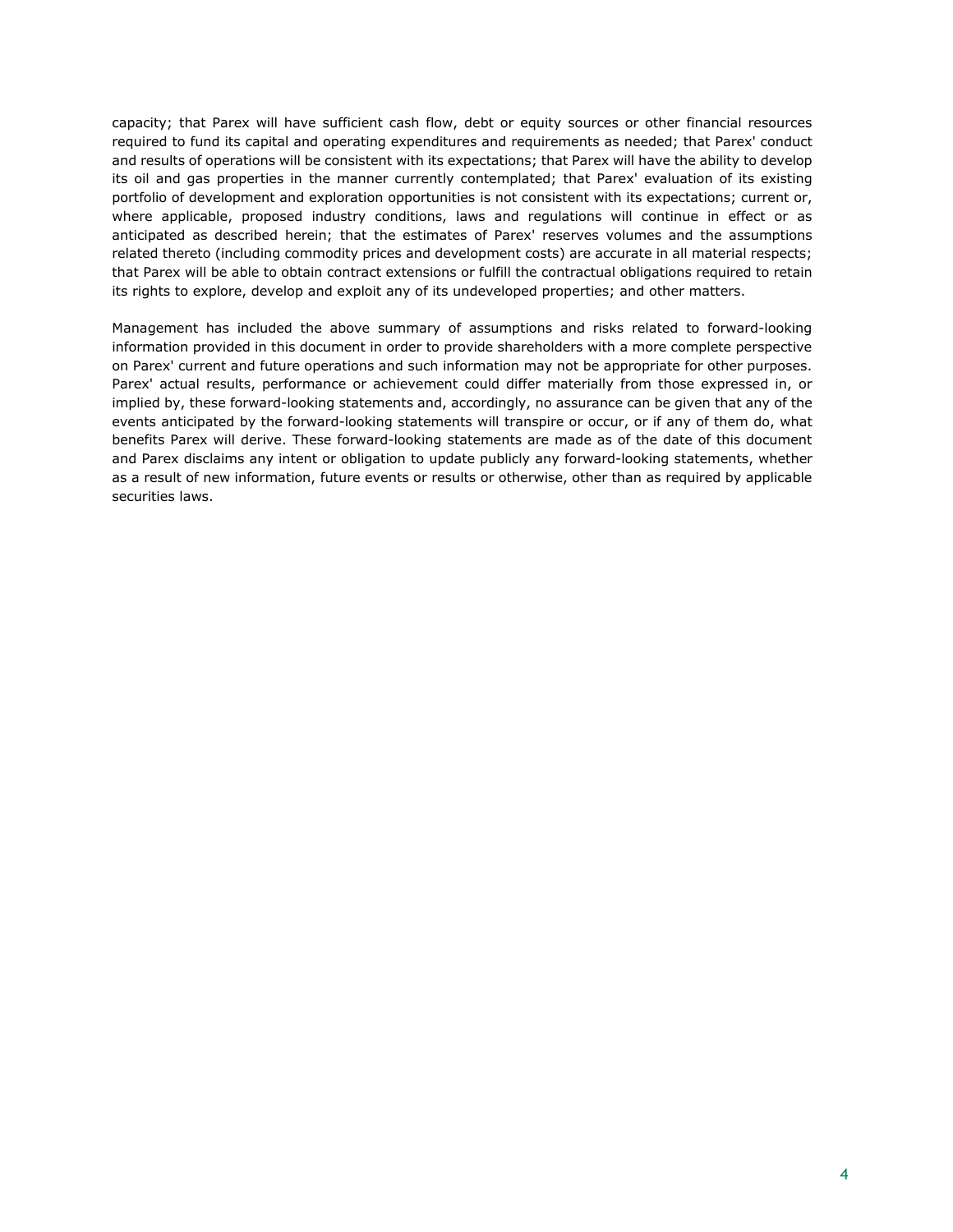capacity; that Parex will have sufficient cash flow, debt or equity sources or other financial resources required to fund its capital and operating expenditures and requirements as needed; that Parex' conduct and results of operations will be consistent with its expectations; that Parex will have the ability to develop its oil and gas properties in the manner currently contemplated; that Parex' evaluation of its existing portfolio of development and exploration opportunities is not consistent with its expectations; current or, where applicable, proposed industry conditions, laws and regulations will continue in effect or as anticipated as described herein; that the estimates of Parex' reserves volumes and the assumptions related thereto (including commodity prices and development costs) are accurate in all material respects; that Parex will be able to obtain contract extensions or fulfill the contractual obligations required to retain its rights to explore, develop and exploit any of its undeveloped properties; and other matters.

Management has included the above summary of assumptions and risks related to forward-looking information provided in this document in order to provide shareholders with a more complete perspective on Parex' current and future operations and such information may not be appropriate for other purposes. Parex' actual results, performance or achievement could differ materially from those expressed in, or implied by, these forward-looking statements and, accordingly, no assurance can be given that any of the events anticipated by the forward-looking statements will transpire or occur, or if any of them do, what benefits Parex will derive. These forward-looking statements are made as of the date of this document and Parex disclaims any intent or obligation to update publicly any forward-looking statements, whether as a result of new information, future events or results or otherwise, other than as required by applicable securities laws.